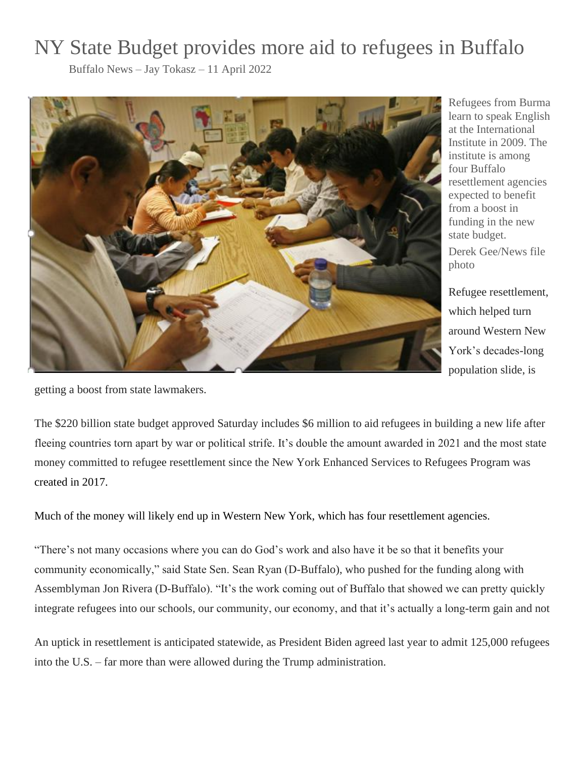# NY State Budget provides more aid to refugees in Buffalo

Buffalo News – Jay Tokasz – 11 April 2022

Refugees from Burma learn to speak English at the International Institute in 2009. The institute is among four Buffalo resettlement agencies expected to benefit from a boost in funding in the new state budget.

Derek Gee/News file photo

Refugee resettlement, which helped turn around Western New York's decades-long population slide, is getting a boost from state lawmakers.

The $220 billion state budget approved Saturday includes $6 million to aid refugees in building a new life after fleeing countries torn apart by war or political strife. It's double the amount awarded in 2021 and the most state money committed to refugee resettlement since the New York Enhanced Services to Refugees Program was created in 2017.

Much of the money will likely end up in Western New York, which has four resettlement agencies.

"There's not many occasions where you can do God's work and also have it be so that it benefits your community economically," said State Sen. Sean Ryan (D-Buffalo), who pushed for the funding along with Assemblyman Jon Rivera (D-Buffalo). "It's the work coming out of Buffalo that showed we can pretty quickly integrate refugees into our schools, our community, our economy, and that it's actually a long-term gain and not

An uptick in resettlement is anticipated statewide, as President Biden agreed last year to admit 125,000 refugees into the U.S. – far more than were allowed during the Trump administration.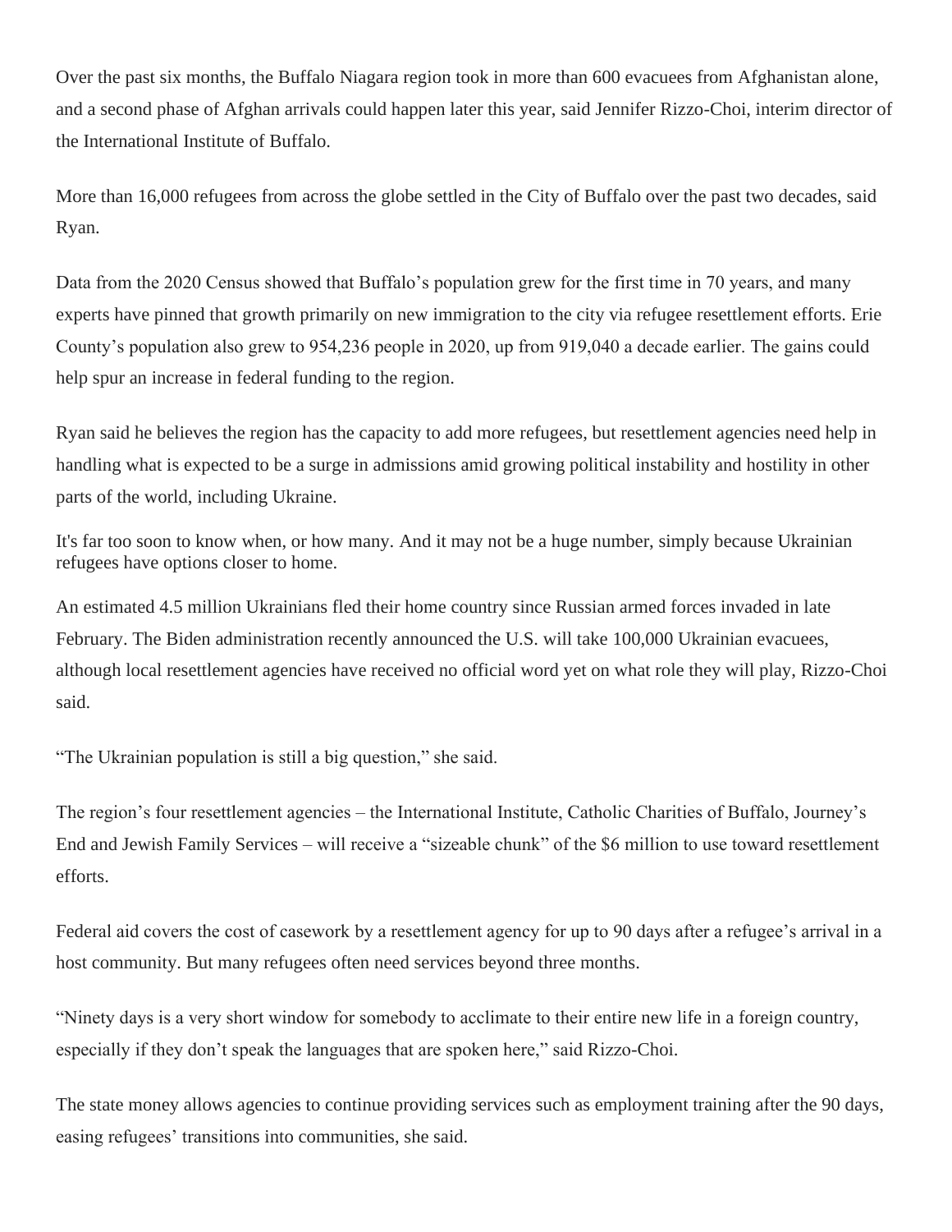Over the past six months, the Buffalo Niagara region took in more than 600 evacuees from Afghanistan alone, and a second phase of Afghan arrivals could happen later this year, said Jennifer Rizzo-Choi, interim director of the International Institute of Buffalo.

More than 16,000 refugees from across the globe settled in the City of Buffalo over the past two decades, said Ryan.

Data from the 2020 Census showed that Buffalo's population grew for the first time in 70 years, and many experts have pinned that growth primarily on new immigration to the city via refugee resettlement efforts. Erie County's population also grew to 954,236 people in 2020, up from 919,040 a decade earlier. The gains could help spur an increase in federal funding to the region.

Ryan said he believes the region has the capacity to add more refugees, but resettlement agencies need help in handling what is expected to be a surge in admissions amid growing political instability and hostility in other parts of the world, including Ukraine.

It's far too soon to know when, or how many. And it may not be a huge number, simply because Ukrainian refugees have options closer to home.

An estimated 4.5 million Ukrainians fled their home country since Russian armed forces invaded in late February. The Biden administration recently announced the U.S. will take 100,000 Ukrainian evacuees, although local resettlement agencies have received no official word yet on what role they will play, Rizzo-Choi said.

"The Ukrainian population is still a big question," she said.

The region's four resettlement agencies – the International Institute, Catholic Charities of Buffalo, Journey's End and Jewish Family Services – will receive a "sizeable chunk" of the $6 million to use toward resettlement efforts.

Federal aid covers the cost of casework by a resettlement agency for up to 90 days after a refugee's arrival in a host community. But many refugees often need services beyond three months.

"Ninety days is a very short window for somebody to acclimate to their entire new life in a foreign country, especially if they don't speak the languages that are spoken here," said Rizzo-Choi.

The state money allows agencies to continue providing services such as employment training after the 90 days, easing refugees' transitions into communities, she said.